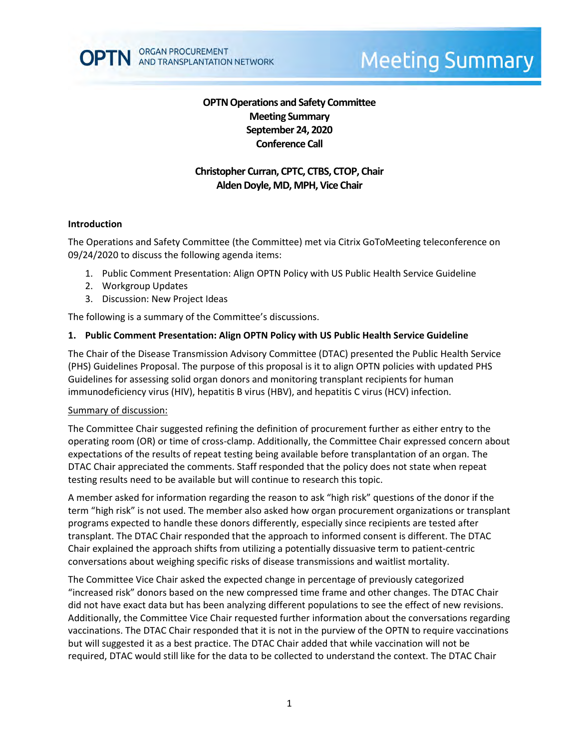# OPTN Operations and Safety Committee
## Meeting Summary
## September 24, 2020
## Conference Call

**Christopher Curran, CPTC, CTBS, CTOP, Chair**
**Alden Doyle, MD, MPH, Vice Chair**

### Introduction

The Operations and Safety Committee (the Committee) met via Citrix GoToMeeting teleconference on 09/24/2020 to discuss the following agenda items:

1. Public Comment Presentation: Align OPTN Policy with US Public Health Service Guideline
2. Workgroup Updates
3. Discussion: New Project Ideas

The following is a summary of the Committee's discussions.

### 1. Public Comment Presentation: Align OPTN Policy with US Public Health Service Guideline

The Chair of the Disease Transmission Advisory Committee (DTAC) presented the Public Health Service (PHS) Guidelines Proposal. The purpose of this proposal is it to align OPTN policies with updated PHS Guidelines for assessing solid organ donors and monitoring transplant recipients for human immunodeficiency virus (HIV), hepatitis B virus (HBV), and hepatitis C virus (HCV) infection.

Summary of discussion:

The Committee Chair suggested refining the definition of procurement further as either entry to the operating room (OR) or time of cross-clamp. Additionally, the Committee Chair expressed concern about expectations of the results of repeat testing being available before transplantation of an organ. The DTAC Chair appreciated the comments. Staff responded that the policy does not state when repeat testing results need to be available but will continue to research this topic.

A member asked for information regarding the reason to ask "high risk" questions of the donor if the term "high risk" is not used. The member also asked how organ procurement organizations or transplant programs expected to handle these donors differently, especially since recipients are tested after transplant. The DTAC Chair responded that the approach to informed consent is different. The DTAC Chair explained the approach shifts from utilizing a potentially dissuasive term to patient-centric conversations about weighing specific risks of disease transmissions and waitlist mortality.

The Committee Vice Chair asked the expected change in percentage of previously categorized "increased risk" donors based on the new compressed time frame and other changes. The DTAC Chair did not have exact data but has been analyzing different populations to see the effect of new revisions. Additionally, the Committee Vice Chair requested further information about the conversations regarding vaccinations. The DTAC Chair responded that it is not in the purview of the OPTN to require vaccinations but will suggested it as a best practice. The DTAC Chair added that while vaccination will not be required, DTAC would still like for the data to be collected to understand the context. The DTAC Chair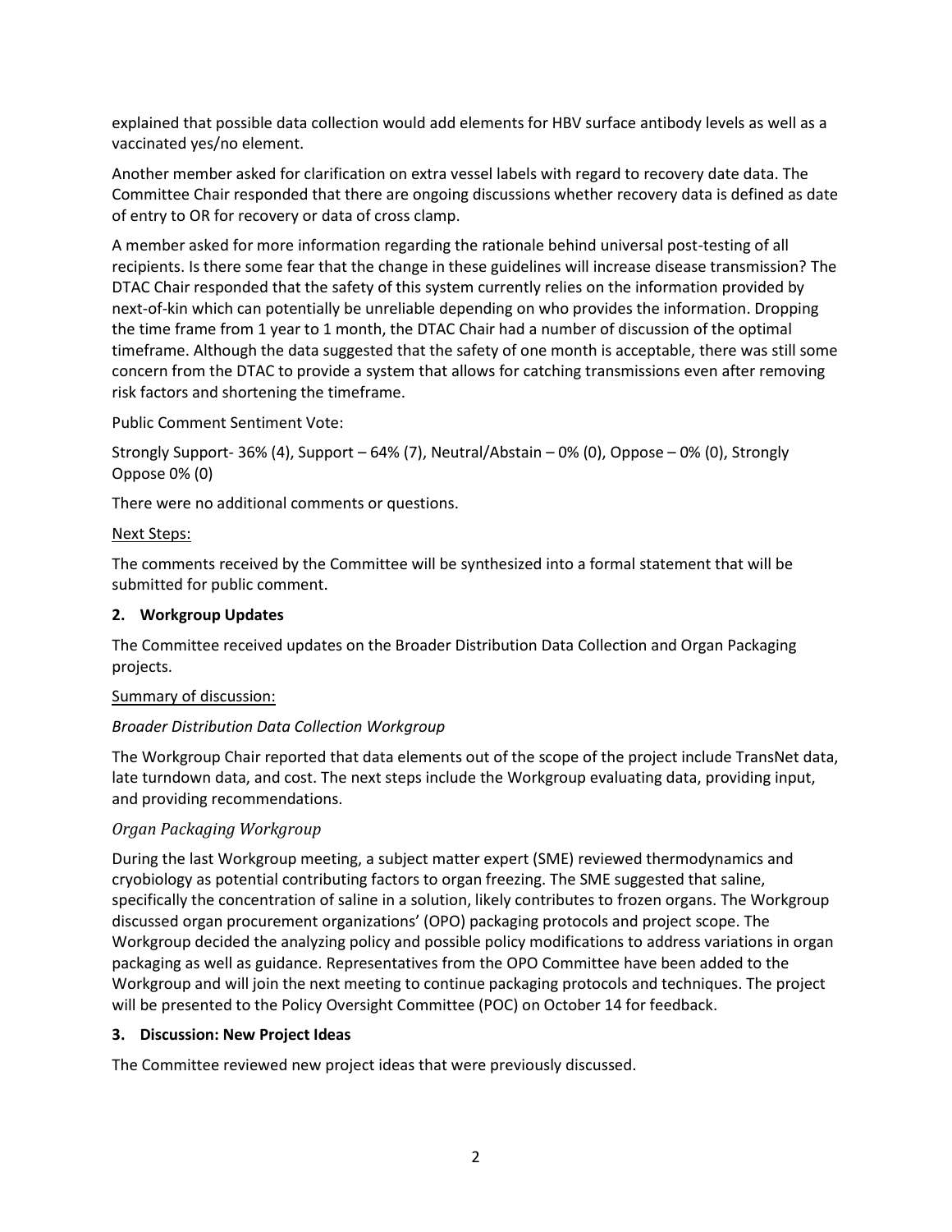explained that possible data collection would add elements for HBV surface antibody levels as well as a vaccinated yes/no element.

Another member asked for clarification on extra vessel labels with regard to recovery date data. The Committee Chair responded that there are ongoing discussions whether recovery data is defined as date of entry to OR for recovery or data of cross clamp.

A member asked for more information regarding the rationale behind universal post-testing of all recipients. Is there some fear that the change in these guidelines will increase disease transmission? The DTAC Chair responded that the safety of this system currently relies on the information provided by next-of-kin which can potentially be unreliable depending on who provides the information. Dropping the time frame from 1 year to 1 month, the DTAC Chair had a number of discussion of the optimal timeframe. Although the data suggested that the safety of one month is acceptable, there was still some concern from the DTAC to provide a system that allows for catching transmissions even after removing risk factors and shortening the timeframe.

Public Comment Sentiment Vote:

Strongly Support- 36% (4), Support – 64% (7), Neutral/Abstain – 0% (0), Oppose – 0% (0), Strongly Oppose 0% (0)

There were no additional comments or questions.

Next Steps:

The comments received by the Committee will be synthesized into a formal statement that will be submitted for public comment.

## 2. Workgroup Updates

The Committee received updates on the Broader Distribution Data Collection and Organ Packaging projects.

Summary of discussion:

*Broader Distribution Data Collection Workgroup*

The Workgroup Chair reported that data elements out of the scope of the project include TransNet data, late turndown data, and cost. The next steps include the Workgroup evaluating data, providing input, and providing recommendations.

*Organ Packaging Workgroup*

During the last Workgroup meeting, a subject matter expert (SME) reviewed thermodynamics and cryobiology as potential contributing factors to organ freezing. The SME suggested that saline, specifically the concentration of saline in a solution, likely contributes to frozen organs. The Workgroup discussed organ procurement organizations' (OPO) packaging protocols and project scope. The Workgroup decided the analyzing policy and possible policy modifications to address variations in organ packaging as well as guidance. Representatives from the OPO Committee have been added to the Workgroup and will join the next meeting to continue packaging protocols and techniques. The project will be presented to the Policy Oversight Committee (POC) on October 14 for feedback.

## 3. Discussion: New Project Ideas

The Committee reviewed new project ideas that were previously discussed.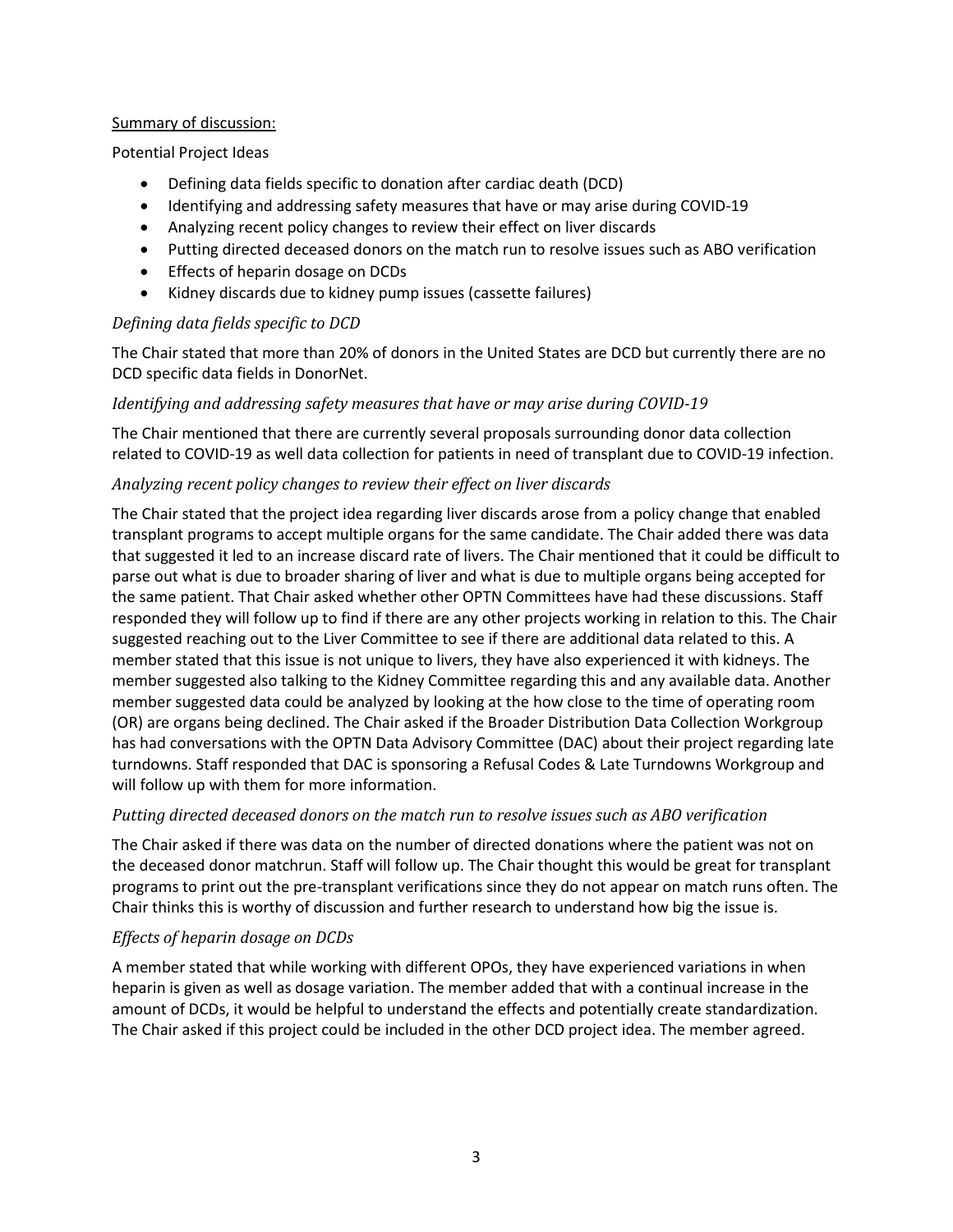Summary of discussion:

Potential Project Ideas

- Defining data fields specific to donation after cardiac death (DCD)
- Identifying and addressing safety measures that have or may arise during COVID-19
- Analyzing recent policy changes to review their effect on liver discards
- Putting directed deceased donors on the match run to resolve issues such as ABO verification
- Effects of heparin dosage on DCDs
- Kidney discards due to kidney pump issues (cassette failures)

### *Defining data fields specific to DCD*

The Chair stated that more than 20% of donors in the United States are DCD but currently there are no DCD specific data fields in DonorNet.

### *Identifying and addressing safety measures that have or may arise during COVID-19*

The Chair mentioned that there are currently several proposals surrounding donor data collection related to COVID-19 as well data collection for patients in need of transplant due to COVID-19 infection.

### *Analyzing recent policy changes to review their effect on liver discards*

The Chair stated that the project idea regarding liver discards arose from a policy change that enabled transplant programs to accept multiple organs for the same candidate. The Chair added there was data that suggested it led to an increase discard rate of livers. The Chair mentioned that it could be difficult to parse out what is due to broader sharing of liver and what is due to multiple organs being accepted for the same patient. That Chair asked whether other OPTN Committees have had these discussions. Staff responded they will follow up to find if there are any other projects working in relation to this. The Chair suggested reaching out to the Liver Committee to see if there are additional data related to this. A member stated that this issue is not unique to livers, they have also experienced it with kidneys. The member suggested also talking to the Kidney Committee regarding this and any available data. Another member suggested data could be analyzed by looking at the how close to the time of operating room (OR) are organs being declined. The Chair asked if the Broader Distribution Data Collection Workgroup has had conversations with the OPTN Data Advisory Committee (DAC) about their project regarding late turndowns. Staff responded that DAC is sponsoring a Refusal Codes & Late Turndowns Workgroup and will follow up with them for more information.

### *Putting directed deceased donors on the match run to resolve issues such as ABO verification*

The Chair asked if there was data on the number of directed donations where the patient was not on the deceased donor matchrun. Staff will follow up. The Chair thought this would be great for transplant programs to print out the pre-transplant verifications since they do not appear on match runs often. The Chair thinks this is worthy of discussion and further research to understand how big the issue is.

### *Effects of heparin dosage on DCDs*

A member stated that while working with different OPOs, they have experienced variations in when heparin is given as well as dosage variation. The member added that with a continual increase in the amount of DCDs, it would be helpful to understand the effects and potentially create standardization. The Chair asked if this project could be included in the other DCD project idea. The member agreed.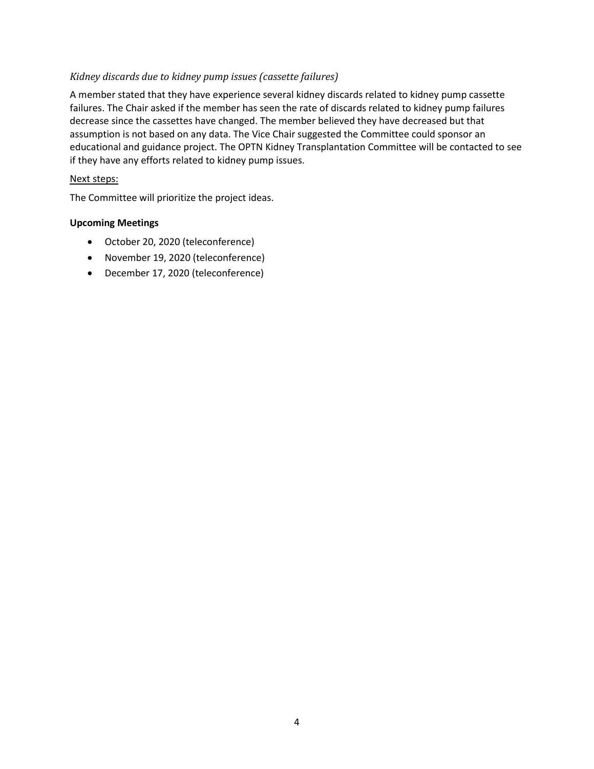*Kidney discards due to kidney pump issues (cassette failures)*

A member stated that they have experience several kidney discards related to kidney pump cassette failures. The Chair asked if the member has seen the rate of discards related to kidney pump failures decrease since the cassettes have changed. The member believed they have decreased but that assumption is not based on any data. The Vice Chair suggested the Committee could sponsor an educational and guidance project. The OPTN Kidney Transplantation Committee will be contacted to see if they have any efforts related to kidney pump issues.

<u>Next steps:</u>

The Committee will prioritize the project ideas.

**Upcoming Meetings**

- October 20, 2020 (teleconference)
- November 19, 2020 (teleconference)
- December 17, 2020 (teleconference)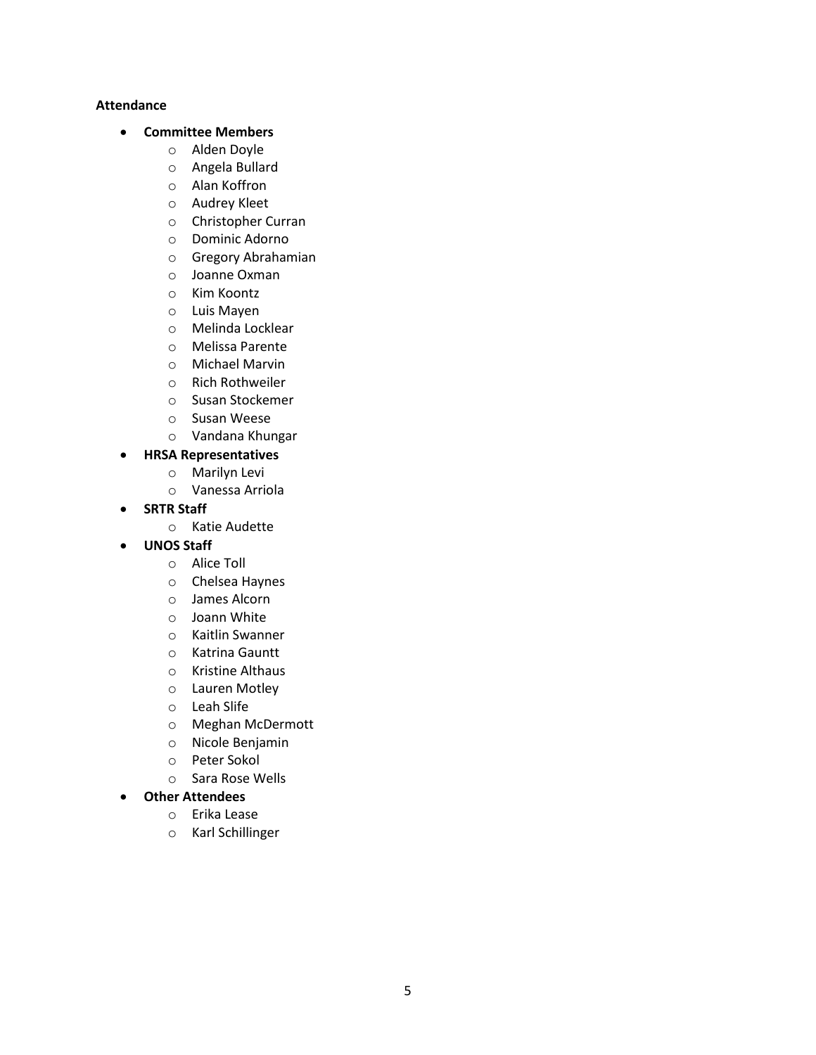**Attendance**

- **Committee Members**
    - Alden Doyle
    - Angela Bullard
    - Alan Koffron
    - Audrey Kleet
    - Christopher Curran
    - Dominic Adorno
    - Gregory Abrahamian
    - Joanne Oxman
    - Kim Koontz
    - Luis Mayen
    - Melinda Locklear
    - Melissa Parente
    - Michael Marvin
    - Rich Rothweiler
    - Susan Stockemer
    - Susan Weese
    - Vandana Khungar
- **HRSA Representatives**
    - Marilyn Levi
    - Vanessa Arriola
- **SRTR Staff**
    - Katie Audette
- **UNOS Staff**
    - Alice Toll
    - Chelsea Haynes
    - James Alcorn
    - Joann White
    - Kaitlin Swanner
    - Katrina Gauntt
    - Kristine Althaus
    - Lauren Motley
    - Leah Slife
    - Meghan McDermott
    - Nicole Benjamin
    - Peter Sokol
    - Sara Rose Wells
- **Other Attendees**
    - Erika Lease
    - Karl Schillinger